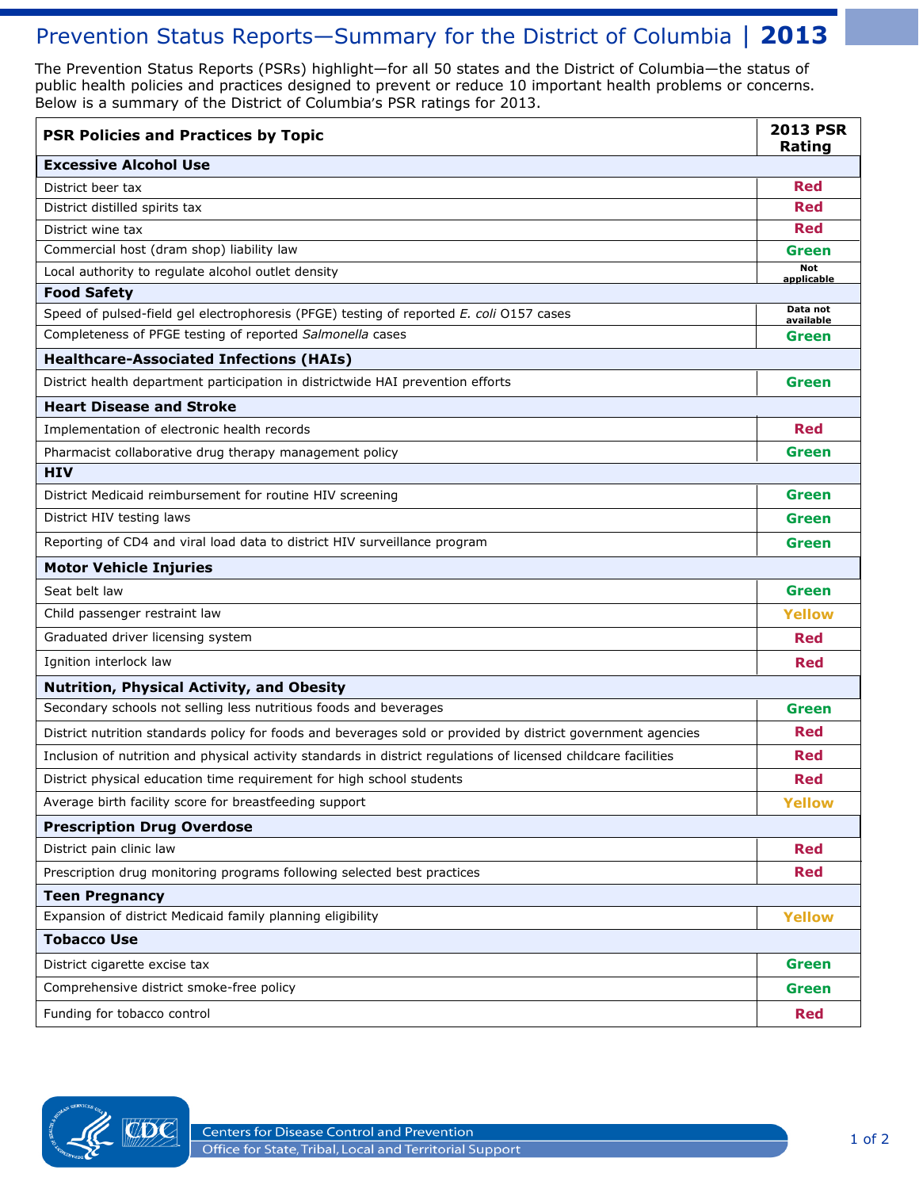# Prevention Status Reports—Summary for the District of Columbia | 2013

The Prevention Status Reports (PSRs) highlight—for all 50 states and the District of Columbia—the status of public health policies and practices designed to prevent or reduce 10 important health problems or concerns. Below is a summary of the District of Columbia's PSR ratings for 2013.

| PSR Policies and Practices by Topic | 2013 PSR Rating |
|---|---|
| **Excessive Alcohol Use** | |
| District beer tax | Red |
| District distilled spirits tax | Red |
| District wine tax | Red |
| Commercial host (dram shop) liability law | Green |
| Local authority to regulate alcohol outlet density | Not applicable |
| **Food Safety** | |
| Speed of pulsed-field gel electrophoresis (PFGE) testing of reported *E. coli* O157 cases | Data not available |
| Completeness of PFGE testing of reported *Salmonella* cases | Green |
| **Healthcare-Associated Infections (HAIs)** | |
| District health department participation in districtwide HAI prevention efforts | Green |
| **Heart Disease and Stroke** | |
| Implementation of electronic health records | Red |
| Pharmacist collaborative drug therapy management policy | Green |
| **HIV** | |
| District Medicaid reimbursement for routine HIV screening | Green |
| District HIV testing laws | Green |
| Reporting of CD4 and viral load data to district HIV surveillance program | Green |
| **Motor Vehicle Injuries** | |
| Seat belt law | Green |
| Child passenger restraint law | Yellow |
| Graduated driver licensing system | Red |
| Ignition interlock law | Red |
| **Nutrition, Physical Activity, and Obesity** | |
| Secondary schools not selling less nutritious foods and beverages | Green |
| District nutrition standards policy for foods and beverages sold or provided by district government agencies | Red |
| Inclusion of nutrition and physical activity standards in district regulations of licensed childcare facilities | Red |
| District physical education time requirement for high school students | Red |
| Average birth facility score for breastfeeding support | Yellow |
| **Prescription Drug Overdose** | |
| District pain clinic law | Red |
| Prescription drug monitoring programs following selected best practices | Red |
| **Teen Pregnancy** | |
| Expansion of district Medicaid family planning eligibility | Yellow |
| **Tobacco Use** | |
| District cigarette excise tax | Green |
| Comprehensive district smoke-free policy | Green |
| Funding for tobacco control | Red |

Centers for Disease Control and Prevention
Office for State, Tribal, Local and Territorial Support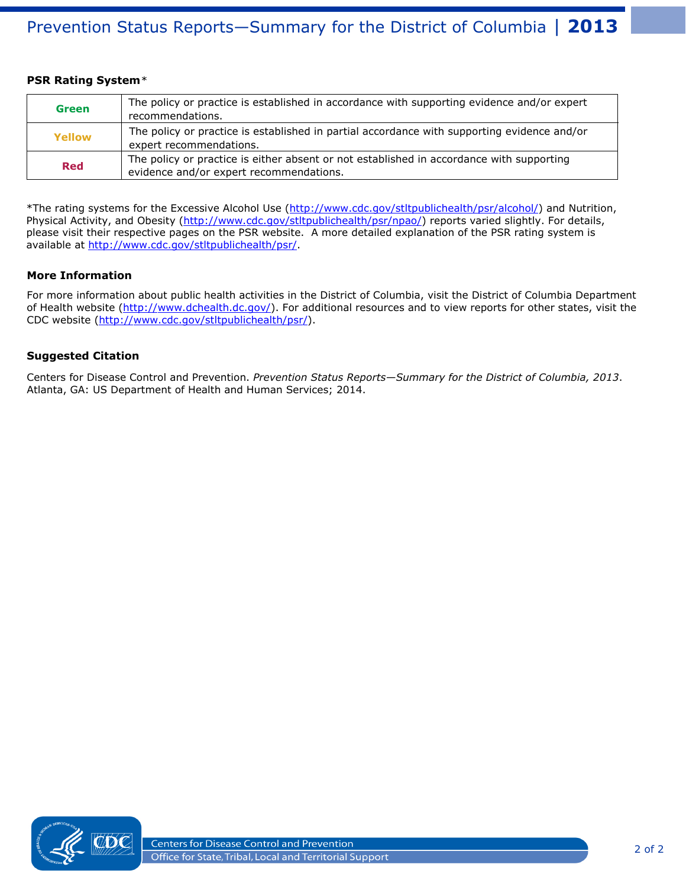### PSR Rating System*

| | |
|---|---|
| **Green** | The policy or practice is established in accordance with supporting evidence and/or expert recommendations. |
| **Yellow** | The policy or practice is established in partial accordance with supporting evidence and/or expert recommendations. |
| **Red** | The policy or practice is either absent or not established in accordance with supporting evidence and/or expert recommendations. |

*The rating systems for the Excessive Alcohol Use (http://www.cdc.gov/stltpublichealth/psr/alcohol/) and Nutrition, Physical Activity, and Obesity (http://www.cdc.gov/stltpublichealth/psr/npao/) reports varied slightly. For details, please visit their respective pages on the PSR website. A more detailed explanation of the PSR rating system is available at http://www.cdc.gov/stltpublichealth/psr/.

### More Information

For more information about public health activities in the District of Columbia, visit the District of Columbia Department of Health website (http://www.dchealth.dc.gov/). For additional resources and to view reports for other states, visit the CDC website (http://www.cdc.gov/stltpublichealth/psr/).

### Suggested Citation

Centers for Disease Control and Prevention. *Prevention Status Reports—Summary for the District of Columbia, 2013*. Atlanta, GA: US Department of Health and Human Services; 2014.